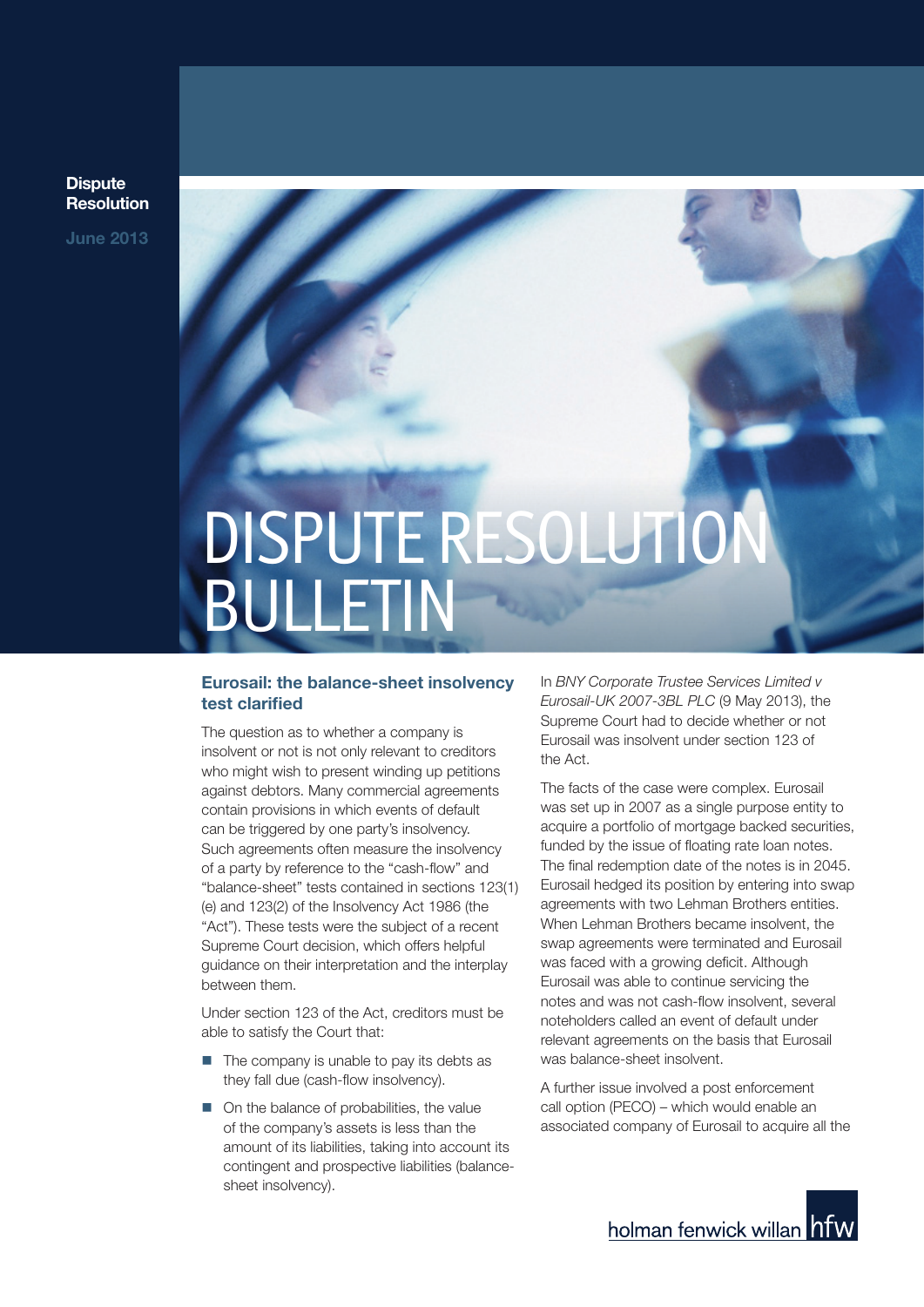Dispute Resolution

June 2013

# DISPUTE RESOLUTION BULLETIN

## Eurosail: the balance-sheet insolvency test clarified

The question as to whether a company is insolvent or not is not only relevant to creditors who might wish to present winding up petitions against debtors. Many commercial agreements contain provisions in which events of default can be triggered by one party's insolvency. Such agreements often measure the insolvency of a party by reference to the "cash-flow" and "balance-sheet" tests contained in sections 123(1)(e) and 123(2) of the Insolvency Act 1986 (the "Act"). These tests were the subject of a recent Supreme Court decision, which offers helpful guidance on their interpretation and the interplay between them.

Under section 123 of the Act, creditors must be able to satisfy the Court that:

- The company is unable to pay its debts as they fall due (cash-flow insolvency).
- On the balance of probabilities, the value of the company's assets is less than the amount of its liabilities, taking into account its contingent and prospective liabilities (balance-sheet insolvency).

In *BNY Corporate Trustee Services Limited v Eurosail-UK 2007-3BL PLC* (9 May 2013), the Supreme Court had to decide whether or not Eurosail was insolvent under section 123 of the Act.

The facts of the case were complex. Eurosail was set up in 2007 as a single purpose entity to acquire a portfolio of mortgage backed securities, funded by the issue of floating rate loan notes. The final redemption date of the notes is in 2045. Eurosail hedged its position by entering into swap agreements with two Lehman Brothers entities. When Lehman Brothers became insolvent, the swap agreements were terminated and Eurosail was faced with a growing deficit. Although Eurosail was able to continue servicing the notes and was not cash-flow insolvent, several noteholders called an event of default under relevant agreements on the basis that Eurosail was balance-sheet insolvent.

A further issue involved a post enforcement call option (PECO) – which would enable an associated company of Eurosail to acquire all the

holman fenwick willan hfw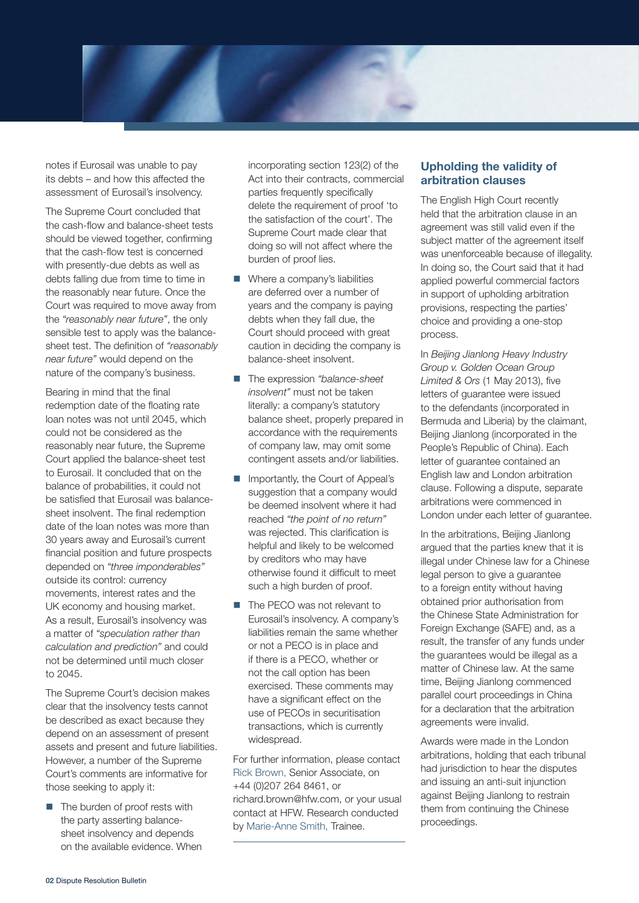notes if Eurosail was unable to pay its debts – and how this affected the assessment of Eurosail's insolvency.

The Supreme Court concluded that the cash-flow and balance-sheet tests should be viewed together, confirming that the cash-flow test is concerned with presently-due debts as well as debts falling due from time to time in the reasonably near future. Once the Court was required to move away from the *"reasonably near future"*, the only sensible test to apply was the balance-sheet test. The definition of *"reasonably near future"* would depend on the nature of the company's business.

Bearing in mind that the final redemption date of the floating rate loan notes was not until 2045, which could not be considered as the reasonably near future, the Supreme Court applied the balance-sheet test to Eurosail. It concluded that on the balance of probabilities, it could not be satisfied that Eurosail was balance-sheet insolvent. The final redemption date of the loan notes was more than 30 years away and Eurosail's current financial position and future prospects depended on *"three imponderables"* outside its control: currency movements, interest rates and the UK economy and housing market. As a result, Eurosail's insolvency was a matter of *"speculation rather than calculation and prediction"* and could not be determined until much closer to 2045.

The Supreme Court's decision makes clear that the insolvency tests cannot be described as exact because they depend on an assessment of present assets and present and future liabilities. However, a number of the Supreme Court's comments are informative for those seeking to apply it:

- The burden of proof rests with the party asserting balance-sheet insolvency and depends on the available evidence. When incorporating section 123(2) of the Act into their contracts, commercial parties frequently specifically delete the requirement of proof 'to the satisfaction of the court'. The Supreme Court made clear that doing so will not affect where the burden of proof lies.
- Where a company's liabilities are deferred over a number of years and the company is paying debts when they fall due, the Court should proceed with great caution in deciding the company is balance-sheet insolvent.
- The expression *"balance-sheet insolvent"* must not be taken literally: a company's statutory balance sheet, properly prepared in accordance with the requirements of company law, may omit some contingent assets and/or liabilities.
- Importantly, the Court of Appeal's suggestion that a company would be deemed insolvent where it had reached *"the point of no return"* was rejected. This clarification is helpful and likely to be welcomed by creditors who may have otherwise found it difficult to meet such a high burden of proof.
- The PECO was not relevant to Eurosail's insolvency. A company's liabilities remain the same whether or not a PECO is in place and if there is a PECO, whether or not the call option has been exercised. These comments may have a significant effect on the use of PECOs in securitisation transactions, which is currently widespread.

For further information, please contact Rick Brown, Senior Associate, on +44 (0)207 264 8461, or richard.brown@hfw.com, or your usual contact at HFW. Research conducted by Marie-Anne Smith, Trainee.

## Upholding the validity of arbitration clauses

The English High Court recently held that the arbitration clause in an agreement was still valid even if the subject matter of the agreement itself was unenforceable because of illegality. In doing so, the Court said that it had applied powerful commercial factors in support of upholding arbitration provisions, respecting the parties' choice and providing a one-stop process.

In *Beijing Jianlong Heavy Industry Group v. Golden Ocean Group Limited & Ors* (1 May 2013), five letters of guarantee were issued to the defendants (incorporated in Bermuda and Liberia) by the claimant, Beijing Jianlong (incorporated in the People's Republic of China). Each letter of guarantee contained an English law and London arbitration clause. Following a dispute, separate arbitrations were commenced in London under each letter of guarantee.

In the arbitrations, Beijing Jianlong argued that the parties knew that it is illegal under Chinese law for a Chinese legal person to give a guarantee to a foreign entity without having obtained prior authorisation from the Chinese State Administration for Foreign Exchange (SAFE) and, as a result, the transfer of any funds under the guarantees would be illegal as a matter of Chinese law. At the same time, Beijing Jianlong commenced parallel court proceedings in China for a declaration that the arbitration agreements were invalid.

Awards were made in the London arbitrations, holding that each tribunal had jurisdiction to hear the disputes and issuing an anti-suit injunction against Beijing Jianlong to restrain them from continuing the Chinese proceedings.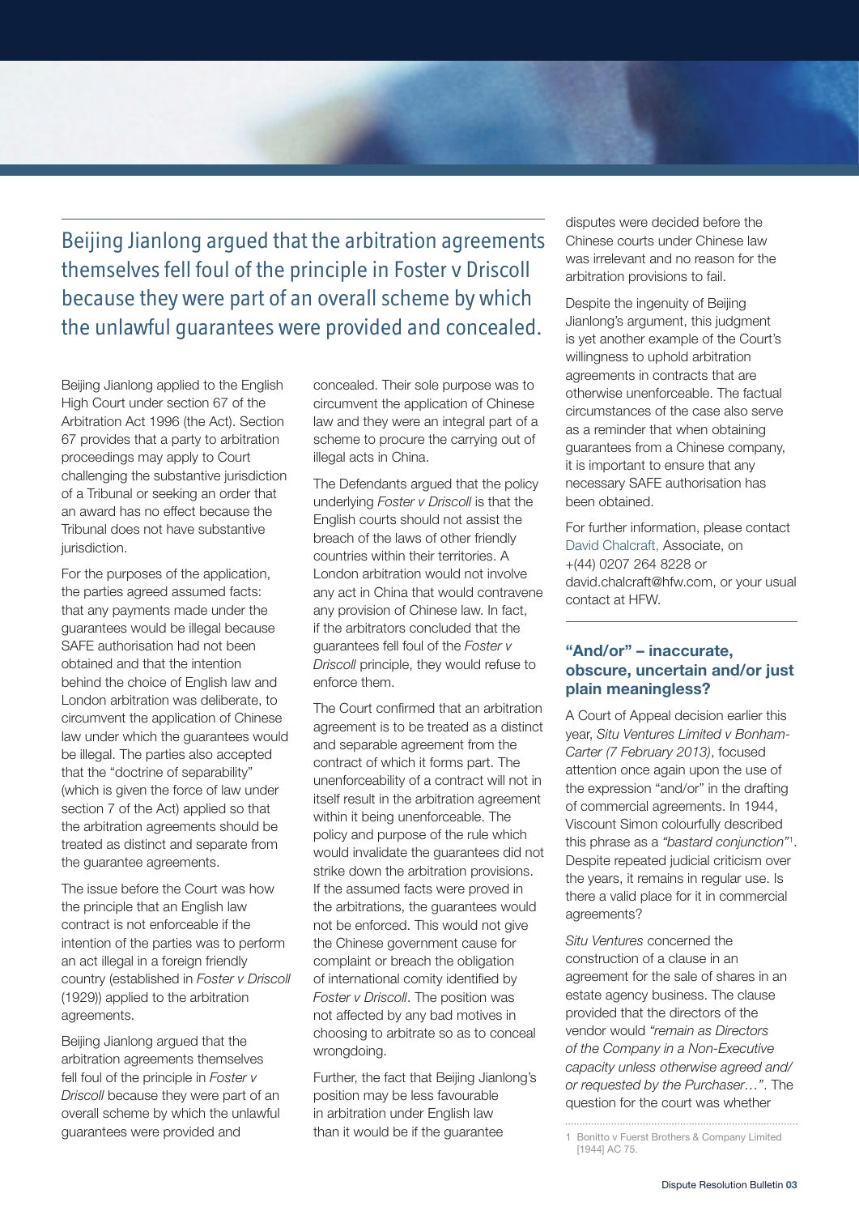> Beijing Jianlong argued that the arbitration agreements themselves fell foul of the principle in Foster v Driscoll because they were part of an overall scheme by which the unlawful guarantees were provided and concealed.

Beijing Jianlong applied to the English High Court under section 67 of the Arbitration Act 1996 (the Act). Section 67 provides that a party to arbitration proceedings may apply to Court challenging the substantive jurisdiction of a Tribunal or seeking an order that an award has no effect because the Tribunal does not have substantive jurisdiction.

For the purposes of the application, the parties agreed assumed facts: that any payments made under the guarantees would be illegal because SAFE authorisation had not been obtained and that the intention behind the choice of English law and London arbitration was deliberate, to circumvent the application of Chinese law under which the guarantees would be illegal. The parties also accepted that the "doctrine of separability" (which is given the force of law under section 7 of the Act) applied so that the arbitration agreements should be treated as distinct and separate from the guarantee agreements.

The issue before the Court was how the principle that an English law contract is not enforceable if the intention of the parties was to perform an act illegal in a foreign friendly country (established in *Foster v Driscoll* (1929)) applied to the arbitration agreements.

Beijing Jianlong argued that the arbitration agreements themselves fell foul of the principle in *Foster v Driscoll* because they were part of an overall scheme by which the unlawful guarantees were provided and concealed. Their sole purpose was to circumvent the application of Chinese law and they were an integral part of a scheme to procure the carrying out of illegal acts in China.

The Defendants argued that the policy underlying *Foster v Driscoll* is that the English courts should not assist the breach of the laws of other friendly countries within their territories. A London arbitration would not involve any act in China that would contravene any provision of Chinese law. In fact, if the arbitrators concluded that the guarantees fell foul of the *Foster v Driscoll* principle, they would refuse to enforce them.

The Court confirmed that an arbitration agreement is to be treated as a distinct and separable agreement from the contract of which it forms part. The unenforceability of a contract will not in itself result in the arbitration agreement within it being unenforceable. The policy and purpose of the rule which would invalidate the guarantees did not strike down the arbitration provisions. If the assumed facts were proved in the arbitrations, the guarantees would not be enforced. This would not give the Chinese government cause for complaint or breach the obligation of international comity identified by *Foster v Driscoll*. The position was not affected by any bad motives in choosing to arbitrate so as to conceal wrongdoing.

Further, the fact that Beijing Jianlong's position may be less favourable in arbitration under English law than it would be if the guarantee disputes were decided before the Chinese courts under Chinese law was irrelevant and no reason for the arbitration provisions to fail.

Despite the ingenuity of Beijing Jianlong's argument, this judgment is yet another example of the Court's willingness to uphold arbitration agreements in contracts that are otherwise unenforceable. The factual circumstances of the case also serve as a reminder that when obtaining guarantees from a Chinese company, it is important to ensure that any necessary SAFE authorisation has been obtained.

For further information, please contact David Chalcraft, Associate, on +(44) 0207 264 8228 or david.chalcraft@hfw.com, or your usual contact at HFW.

## "And/or" – inaccurate, obscure, uncertain and/or just plain meaningless?

A Court of Appeal decision earlier this year, *Situ Ventures Limited v Bonham-Carter (7 February 2013)*, focused attention once again upon the use of the expression "and/or" in the drafting of commercial agreements. In 1944, Viscount Simon colourfully described this phrase as a *"bastard conjunction"*[1]. Despite repeated judicial criticism over the years, it remains in regular use. Is there a valid place for it in commercial agreements?

*Situ Ventures* concerned the construction of a clause in an agreement for the sale of shares in an estate agency business. The clause provided that the directors of the vendor would *"remain as Directors of the Company in a Non-Executive capacity unless otherwise agreed and/or requested by the Purchaser…"*. The question for the court was whether

---

1 Bonitto v Fuerst Brothers & Company Limited [1944] AC 75.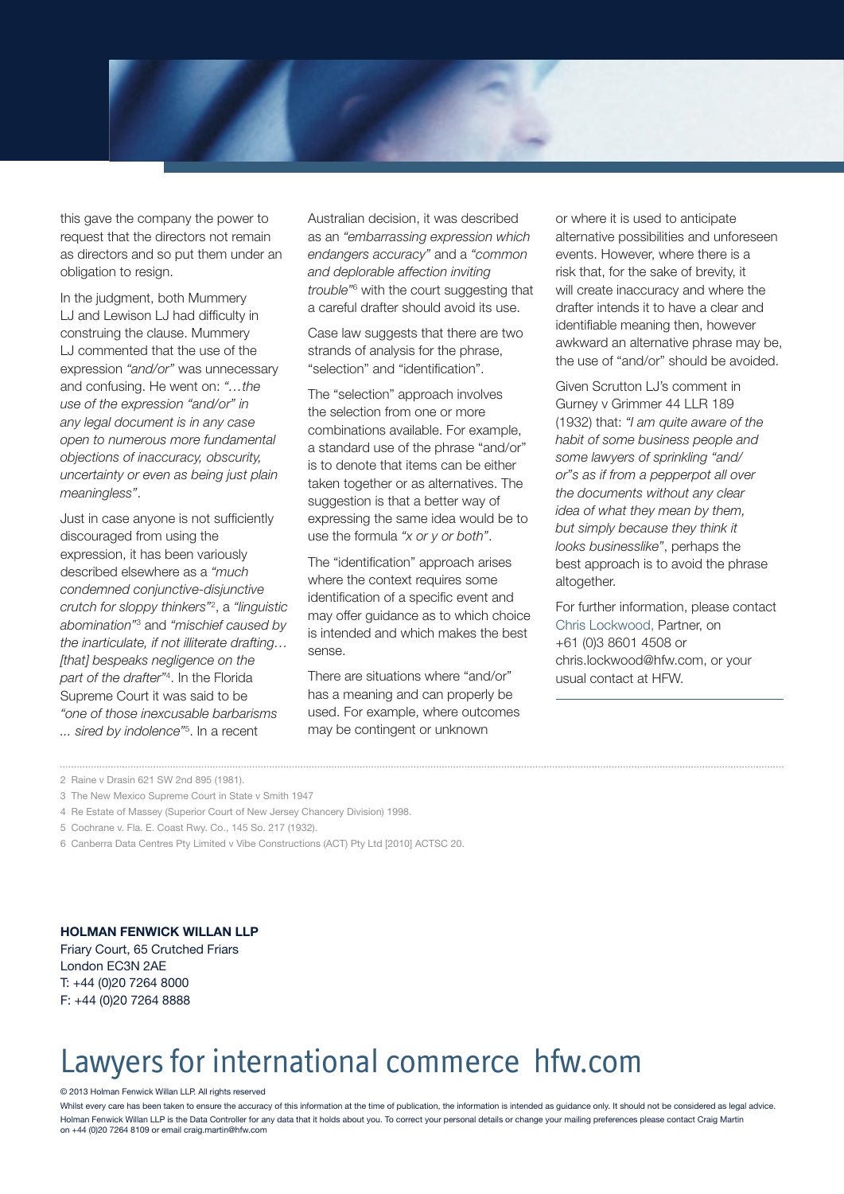this gave the company the power to request that the directors not remain as directors and so put them under an obligation to resign.

In the judgment, both Mummery LJ and Lewison LJ had difficulty in construing the clause. Mummery LJ commented that the use of the expression *"and/or"* was unnecessary and confusing. He went on: *"…the use of the expression "and/or" in any legal document is in any case open to numerous more fundamental objections of inaccuracy, obscurity, uncertainty or even as being just plain meaningless"*.

Just in case anyone is not sufficiently discouraged from using the expression, it has been variously described elsewhere as a *"much condemned conjunctive-disjunctive crutch for sloppy thinkers"*[2], a *"linguistic abomination"*[3] and *"mischief caused by the inarticulate, if not illiterate drafting… [that] bespeaks negligence on the part of the drafter"*[4]. In the Florida Supreme Court it was said to be *"one of those inexcusable barbarisms ... sired by indolence"*[5]. In a recent Australian decision, it was described as an *"embarrassing expression which endangers accuracy"* and a *"common and deplorable affection inviting trouble"*[6] with the court suggesting that a careful drafter should avoid its use.

Case law suggests that there are two strands of analysis for the phrase, "selection" and "identification".

The "selection" approach involves the selection from one or more combinations available. For example, a standard use of the phrase "and/or" is to denote that items can be either taken together or as alternatives. The suggestion is that a better way of expressing the same idea would be to use the formula *"x or y or both"*.

The "identification" approach arises where the context requires some identification of a specific event and may offer guidance as to which choice is intended and which makes the best sense.

There are situations where "and/or" has a meaning and can properly be used. For example, where outcomes may be contingent or unknown or where it is used to anticipate alternative possibilities and unforeseen events. However, where there is a risk that, for the sake of brevity, it will create inaccuracy and where the drafter intends it to have a clear and identifiable meaning then, however awkward an alternative phrase may be, the use of "and/or" should be avoided.

Given Scrutton LJ's comment in Gurney v Grimmer 44 LLR 189 (1932) that: *"I am quite aware of the habit of some business people and some lawyers of sprinkling "and/or"s as if from a pepperpot all over the documents without any clear idea of what they mean by them, but simply because they think it looks businesslike"*, perhaps the best approach is to avoid the phrase altogether.

For further information, please contact Chris Lockwood, Partner, on +61 (0)3 8601 4508 or chris.lockwood@hfw.com, or your usual contact at HFW.

2 Raine v Drasin 621 SW 2nd 895 (1981).

3 The New Mexico Supreme Court in State v Smith 1947

4 Re Estate of Massey (Superior Court of New Jersey Chancery Division) 1998.

5 Cochrane v. Fla. E. Coast Rwy. Co., 145 So. 217 (1932).

6 Canberra Data Centres Pty Limited v Vibe Constructions (ACT) Pty Ltd [2010] ACTSC 20.

**HOLMAN FENWICK WILLAN LLP**
Friary Court, 65 Crutched Friars
London EC3N 2AE
T: +44 (0)20 7264 8000
F: +44 (0)20 7264 8888

# Lawyers for international commerce hfw.com

© 2013 Holman Fenwick Willan LLP. All rights reserved

Whilst every care has been taken to ensure the accuracy of this information at the time of publication, the information is intended as guidance only. It should not be considered as legal advice. Holman Fenwick Willan LLP is the Data Controller for any data that it holds about you. To correct your personal details or change your mailing preferences please contact Craig Martin on +44 (0)20 7264 8109 or email craig.martin@hfw.com